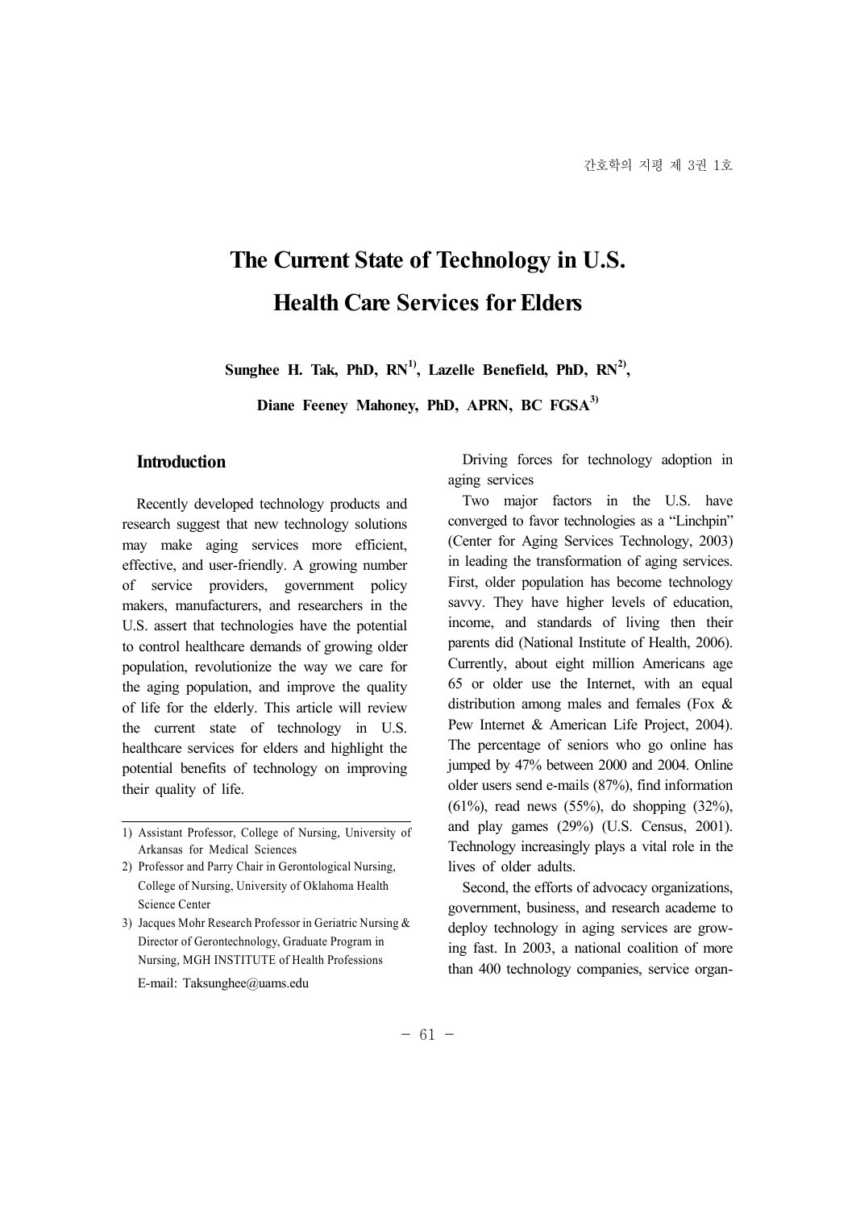# The Current State of Technology in U.S. Health Care Services for Elders

**Sunghee H. Tak, PhD, RN[1], Lazelle Benefield, PhD, RN[2], Diane Feeney Mahoney, PhD, APRN, BC FGSA[3]**

## Introduction

Recently developed technology products and research suggest that new technology solutions may make aging services more efficient, effective, and user-friendly. A growing number of service providers, government policy makers, manufacturers, and researchers in the U.S. assert that technologies have the potential to control healthcare demands of growing older population, revolutionize the way we care for the aging population, and improve the quality of life for the elderly. This article will review the current state of technology in U.S. healthcare services for elders and highlight the potential benefits of technology on improving their quality of life.

Driving forces for technology adoption in aging services

Two major factors in the U.S. have converged to favor technologies as a "Linchpin" (Center for Aging Services Technology, 2003) in leading the transformation of aging services. First, older population has become technology savvy. They have higher levels of education, income, and standards of living then their parents did (National Institute of Health, 2006). Currently, about eight million Americans age 65 or older use the Internet, with an equal distribution among males and females (Fox & Pew Internet & American Life Project, 2004). The percentage of seniors who go online has jumped by 47% between 2000 and 2004. Online older users send e-mails (87%), find information (61%), read news (55%), do shopping (32%), and play games (29%) (U.S. Census, 2001). Technology increasingly plays a vital role in the lives of older adults.

Second, the efforts of advocacy organizations, government, business, and research academe to deploy technology in aging services are growing fast. In 2003, a national coalition of more than 400 technology companies, service organ-

---

1) Assistant Professor, College of Nursing, University of Arkansas for Medical Sciences

2) Professor and Parry Chair in Gerontological Nursing, College of Nursing, University of Oklahoma Health Science Center

3) Jacques Mohr Research Professor in Geriatric Nursing & Director of Gerontechnology, Graduate Program in Nursing, MGH INSTITUTE of Health Professions

E-mail: Taksunghee@uams.edu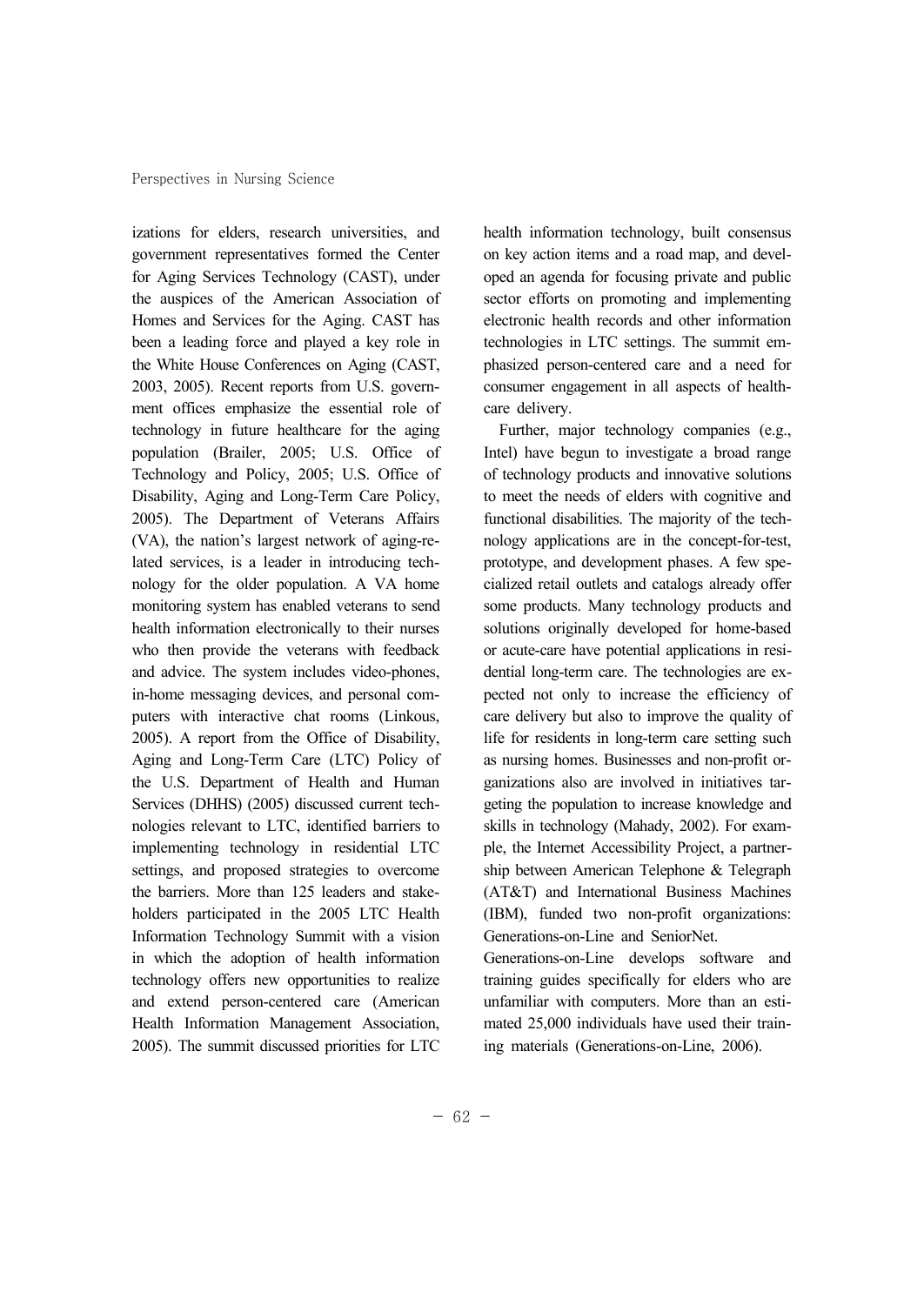izations for elders, research universities, and government representatives formed the Center for Aging Services Technology (CAST), under the auspices of the American Association of Homes and Services for the Aging. CAST has been a leading force and played a key role in the White House Conferences on Aging (CAST, 2003, 2005). Recent reports from U.S. government offices emphasize the essential role of technology in future healthcare for the aging population (Brailer, 2005; U.S. Office of Technology and Policy, 2005; U.S. Office of Disability, Aging and Long-Term Care Policy, 2005). The Department of Veterans Affairs (VA), the nation's largest network of aging-related services, is a leader in introducing technology for the older population. A VA home monitoring system has enabled veterans to send health information electronically to their nurses who then provide the veterans with feedback and advice. The system includes video-phones, in-home messaging devices, and personal computers with interactive chat rooms (Linkous, 2005). A report from the Office of Disability, Aging and Long-Term Care (LTC) Policy of the U.S. Department of Health and Human Services (DHHS) (2005) discussed current technologies relevant to LTC, identified barriers to implementing technology in residential LTC settings, and proposed strategies to overcome the barriers. More than 125 leaders and stakeholders participated in the 2005 LTC Health Information Technology Summit with a vision in which the adoption of health information technology offers new opportunities to realize and extend person-centered care (American Health Information Management Association, 2005). The summit discussed priorities for LTC health information technology, built consensus on key action items and a road map, and developed an agenda for focusing private and public sector efforts on promoting and implementing electronic health records and other information technologies in LTC settings. The summit emphasized person-centered care and a need for consumer engagement in all aspects of healthcare delivery.

Further, major technology companies (e.g., Intel) have begun to investigate a broad range of technology products and innovative solutions to meet the needs of elders with cognitive and functional disabilities. The majority of the technology applications are in the concept-for-test, prototype, and development phases. A few specialized retail outlets and catalogs already offer some products. Many technology products and solutions originally developed for home-based or acute-care have potential applications in residential long-term care. The technologies are expected not only to increase the efficiency of care delivery but also to improve the quality of life for residents in long-term care setting such as nursing homes. Businesses and non-profit organizations also are involved in initiatives targeting the population to increase knowledge and skills in technology (Mahady, 2002). For example, the Internet Accessibility Project, a partnership between American Telephone & Telegraph (AT&T) and International Business Machines (IBM), funded two non-profit organizations: Generations-on-Line and SeniorNet.

Generations-on-Line develops software and training guides specifically for elders who are unfamiliar with computers. More than an estimated 25,000 individuals have used their training materials (Generations-on-Line, 2006).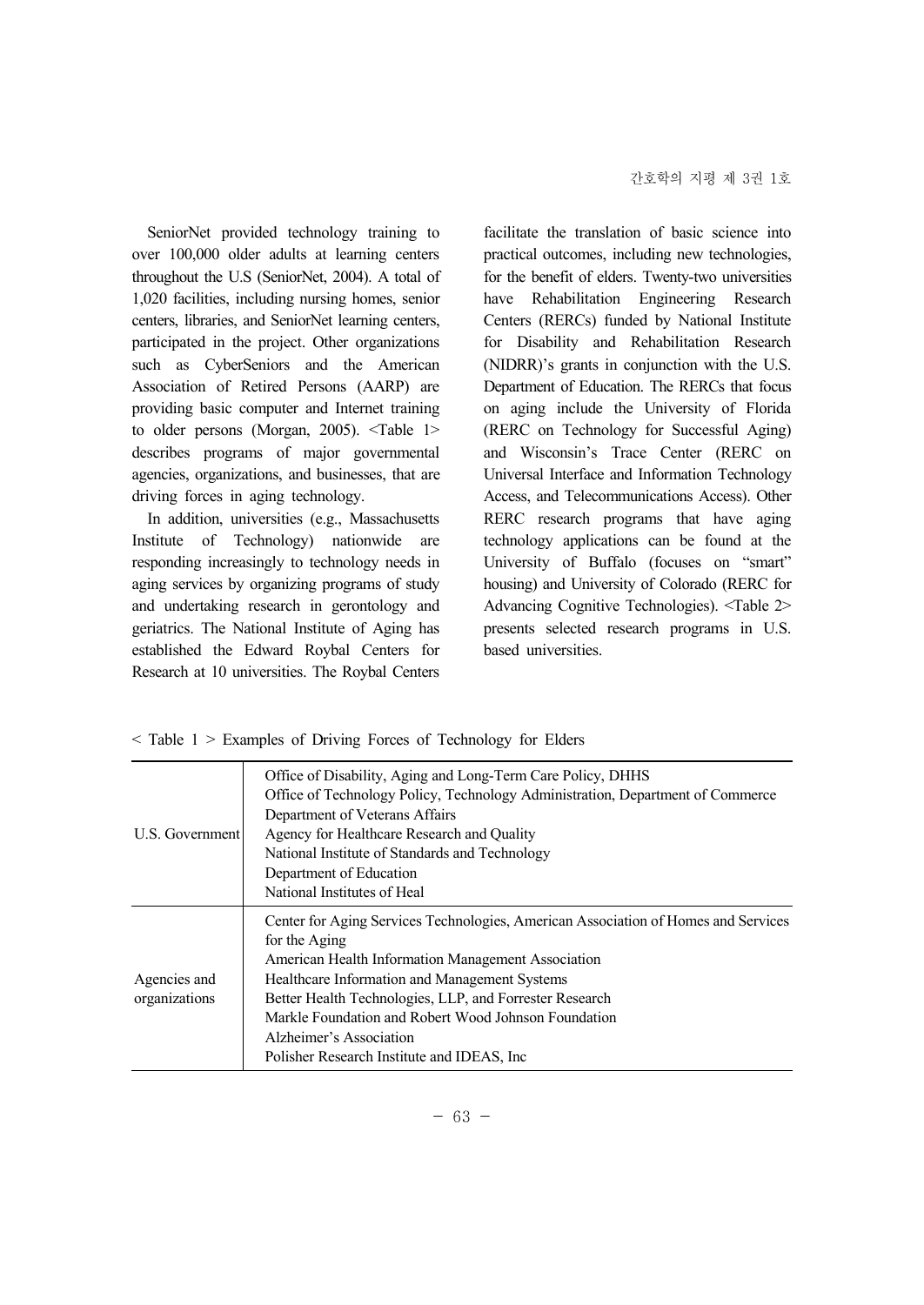SeniorNet provided technology training to over 100,000 older adults at learning centers throughout the U.S (SeniorNet, 2004). A total of 1,020 facilities, including nursing homes, senior centers, libraries, and SeniorNet learning centers, participated in the project. Other organizations such as CyberSeniors and the American Association of Retired Persons (AARP) are providing basic computer and Internet training to older persons (Morgan, 2005). <Table 1> describes programs of major governmental agencies, organizations, and businesses, that are driving forces in aging technology.

In addition, universities (e.g., Massachusetts Institute of Technology) nationwide are responding increasingly to technology needs in aging services by organizing programs of study and undertaking research in gerontology and geriatrics. The National Institute of Aging has established the Edward Roybal Centers for Research at 10 universities. The Roybal Centers facilitate the translation of basic science into practical outcomes, including new technologies, for the benefit of elders. Twenty-two universities have Rehabilitation Engineering Research Centers (RERCs) funded by National Institute for Disability and Rehabilitation Research (NIDRR)'s grants in conjunction with the U.S. Department of Education. The RERCs that focus on aging include the University of Florida (RERC on Technology for Successful Aging) and Wisconsin's Trace Center (RERC on Universal Interface and Information Technology Access, and Telecommunications Access). Other RERC research programs that have aging technology applications can be found at the University of Buffalo (focuses on "smart" housing) and University of Colorado (RERC for Advancing Cognitive Technologies). <Table 2> presents selected research programs in U.S. based universities.

< Table 1 > Examples of Driving Forces of Technology for Elders

| | |
|---|---|
| U.S. Government | Office of Disability, Aging and Long-Term Care Policy, DHHS<br>Office of Technology Policy, Technology Administration, Department of Commerce<br>Department of Veterans Affairs<br>Agency for Healthcare Research and Quality<br>National Institute of Standards and Technology<br>Department of Education<br>National Institutes of Heal |
| Agencies and organizations | Center for Aging Services Technologies, American Association of Homes and Services for the Aging<br>American Health Information Management Association<br>Healthcare Information and Management Systems<br>Better Health Technologies, LLP, and Forrester Research<br>Markle Foundation and Robert Wood Johnson Foundation<br>Alzheimer's Association<br>Polisher Research Institute and IDEAS, Inc |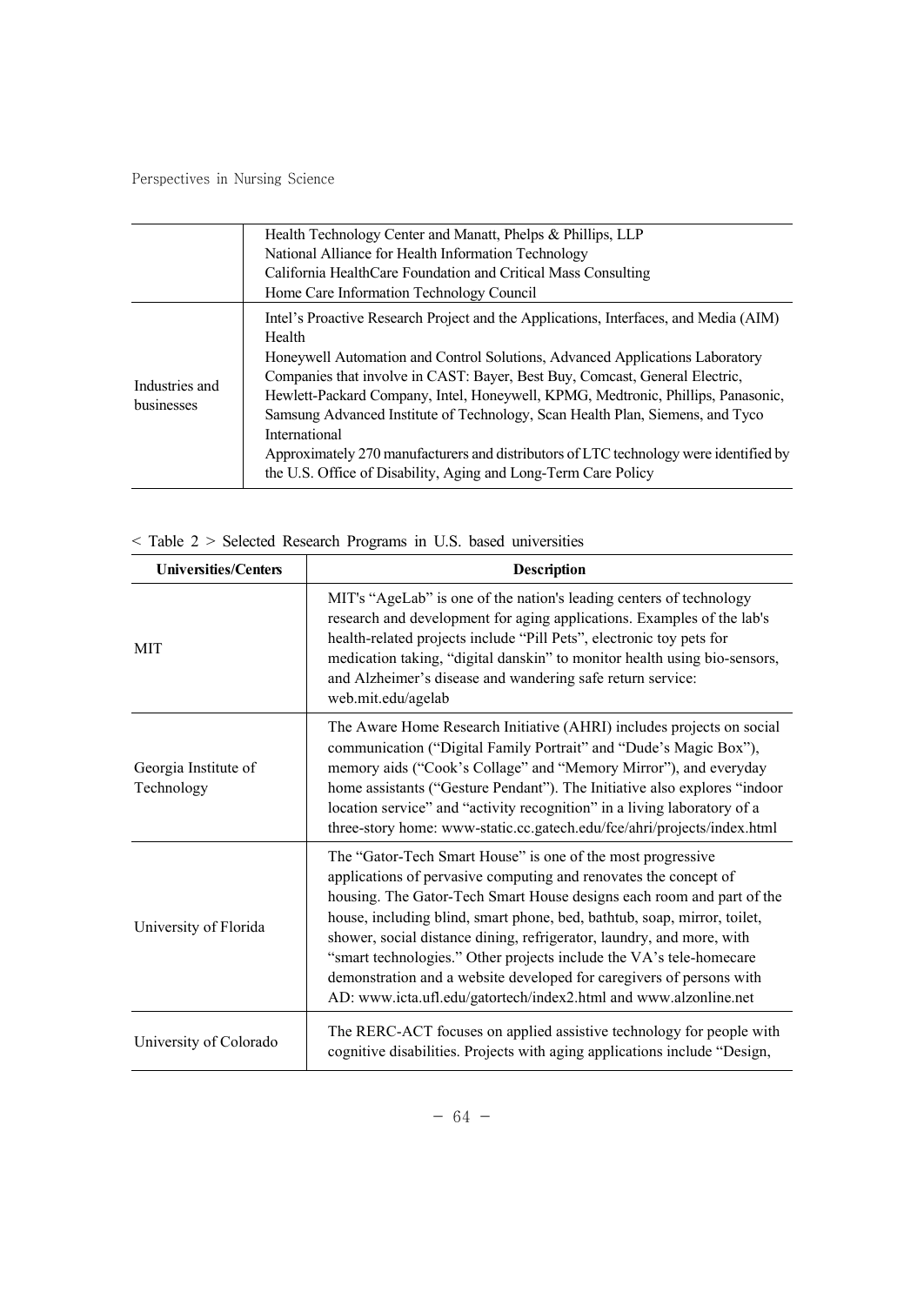| | |
|---|---|
| | Health Technology Center and Manatt, Phelps & Phillips, LLP<br>National Alliance for Health Information Technology<br>California HealthCare Foundation and Critical Mass Consulting<br>Home Care Information Technology Council |
| Industries and businesses | Intel's Proactive Research Project and the Applications, Interfaces, and Media (AIM) Health<br>Honeywell Automation and Control Solutions, Advanced Applications Laboratory<br>Companies that involve in CAST: Bayer, Best Buy, Comcast, General Electric, Hewlett-Packard Company, Intel, Honeywell, KPMG, Medtronic, Phillips, Panasonic, Samsung Advanced Institute of Technology, Scan Health Plan, Siemens, and Tyco International<br>Approximately 270 manufacturers and distributors of LTC technology were identified by the U.S. Office of Disability, Aging and Long-Term Care Policy |

< Table 2 > Selected Research Programs in U.S. based universities

| Universities/Centers | Description |
|---|---|
| MIT | MIT's "AgeLab" is one of the nation's leading centers of technology research and development for aging applications. Examples of the lab's health-related projects include "Pill Pets", electronic toy pets for medication taking, "digital danskin" to monitor health using bio-sensors, and Alzheimer's disease and wandering safe return service: web.mit.edu/agelab |
| Georgia Institute of Technology | The Aware Home Research Initiative (AHRI) includes projects on social communication ("Digital Family Portrait" and "Dude's Magic Box"), memory aids ("Cook's Collage" and "Memory Mirror"), and everyday home assistants ("Gesture Pendant"). The Initiative also explores "indoor location service" and "activity recognition" in a living laboratory of a three-story home: www-static.cc.gatech.edu/fce/ahri/projects/index.html |
| University of Florida | The "Gator-Tech Smart House" is one of the most progressive applications of pervasive computing and renovates the concept of housing. The Gator-Tech Smart House designs each room and part of the house, including blind, smart phone, bed, bathtub, soap, mirror, toilet, shower, social distance dining, refrigerator, laundry, and more, with "smart technologies." Other projects include the VA's tele-homecare demonstration and a website developed for caregivers of persons with AD: www.icta.ufl.edu/gatortech/index2.html and www.alzonline.net |
| University of Colorado | The RERC-ACT focuses on applied assistive technology for people with cognitive disabilities. Projects with aging applications include "Design, |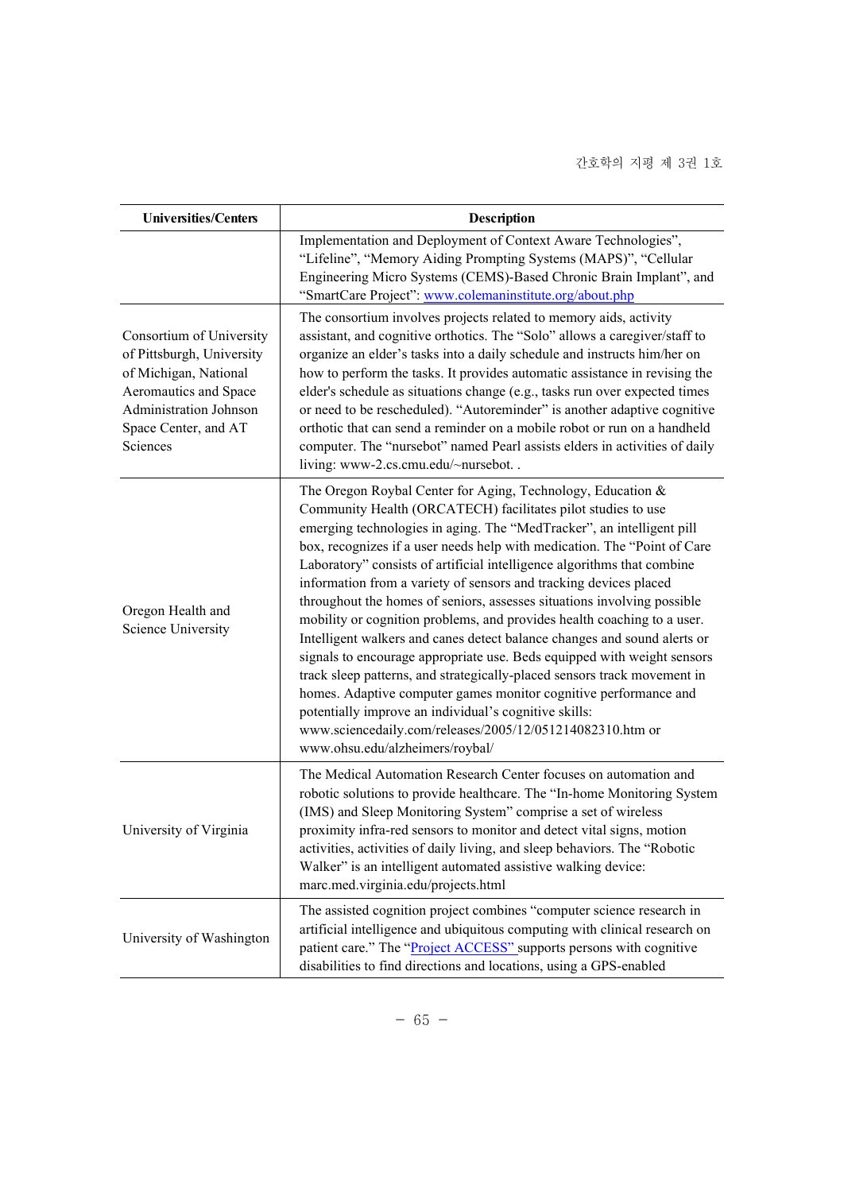| Universities/Centers | Description |
|---|---|
| | Implementation and Deployment of Context Aware Technologies", "Lifeline", "Memory Aiding Prompting Systems (MAPS)", "Cellular Engineering Micro Systems (CEMS)-Based Chronic Brain Implant", and "SmartCare Project": www.colemaninstitute.org/about.php |
| Consortium of University of Pittsburgh, University of Michigan, National Aeromautics and Space Administration Johnson Space Center, and AT Sciences | The consortium involves projects related to memory aids, activity assistant, and cognitive orthotics. The "Solo" allows a caregiver/staff to organize an elder's tasks into a daily schedule and instructs him/her on how to perform the tasks. It provides automatic assistance in revising the elder's schedule as situations change (e.g., tasks run over expected times or need to be rescheduled). "Autoreminder" is another adaptive cognitive orthotic that can send a reminder on a mobile robot or run on a handheld computer. The "nursebot" named Pearl assists elders in activities of daily living: www-2.cs.cmu.edu/~nursebot. . |
| Oregon Health and Science University | The Oregon Roybal Center for Aging, Technology, Education & Community Health (ORCATECH) facilitates pilot studies to use emerging technologies in aging. The "MedTracker", an intelligent pill box, recognizes if a user needs help with medication. The "Point of Care Laboratory" consists of artificial intelligence algorithms that combine information from a variety of sensors and tracking devices placed throughout the homes of seniors, assesses situations involving possible mobility or cognition problems, and provides health coaching to a user. Intelligent walkers and canes detect balance changes and sound alerts or signals to encourage appropriate use. Beds equipped with weight sensors track sleep patterns, and strategically-placed sensors track movement in homes. Adaptive computer games monitor cognitive performance and potentially improve an individual's cognitive skills: www.sciencedaily.com/releases/2005/12/051214082310.htm or www.ohsu.edu/alzheimers/roybal/ |
| University of Virginia | The Medical Automation Research Center focuses on automation and robotic solutions to provide healthcare. The "In-home Monitoring System (IMS) and Sleep Monitoring System" comprise a set of wireless proximity infra-red sensors to monitor and detect vital signs, motion activities, activities of daily living, and sleep behaviors. The "Robotic Walker" is an intelligent automated assistive walking device: marc.med.virginia.edu/projects.html |
| University of Washington | The assisted cognition project combines "computer science research in artificial intelligence and ubiquitous computing with clinical research on patient care." The "Project ACCESS" supports persons with cognitive disabilities to find directions and locations, using a GPS-enabled |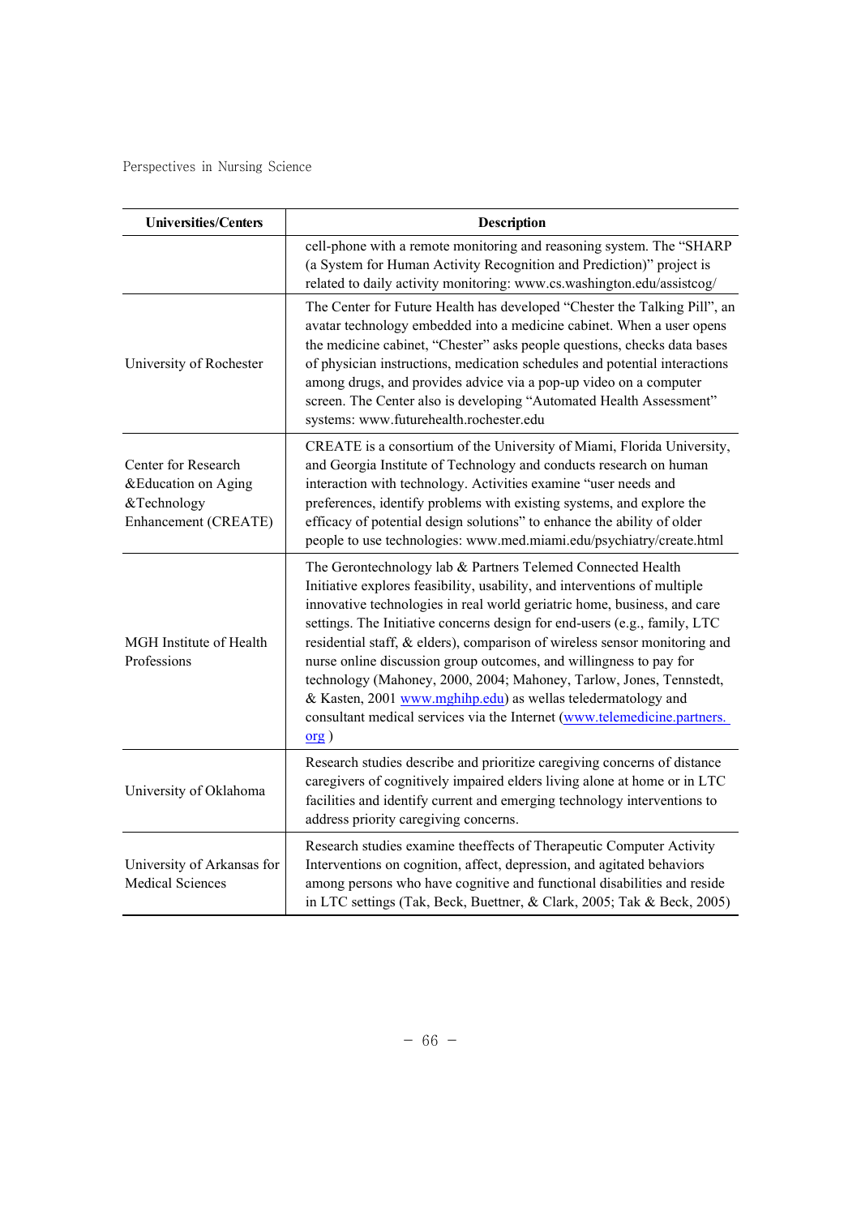| Universities/Centers | Description |
|---|---|
| | cell-phone with a remote monitoring and reasoning system. The "SHARP (a System for Human Activity Recognition and Prediction)" project is related to daily activity monitoring: www.cs.washington.edu/assistcog/ |
| University of Rochester | The Center for Future Health has developed "Chester the Talking Pill", an avatar technology embedded into a medicine cabinet. When a user opens the medicine cabinet, "Chester" asks people questions, checks data bases of physician instructions, medication schedules and potential interactions among drugs, and provides advice via a pop-up video on a computer screen. The Center also is developing "Automated Health Assessment" systems: www.futurehealth.rochester.edu |
| Center for Research &Education on Aging &Technology Enhancement (CREATE) | CREATE is a consortium of the University of Miami, Florida University, and Georgia Institute of Technology and conducts research on human interaction with technology. Activities examine "user needs and preferences, identify problems with existing systems, and explore the efficacy of potential design solutions" to enhance the ability of older people to use technologies: www.med.miami.edu/psychiatry/create.html |
| MGH Institute of Health Professions | The Gerontechnology lab & Partners Telemed Connected Health Initiative explores feasibility, usability, and interventions of multiple innovative technologies in real world geriatric home, business, and care settings. The Initiative concerns design for end-users (e.g., family, LTC residential staff, & elders), comparison of wireless sensor monitoring and nurse online discussion group outcomes, and willingness to pay for technology (Mahoney, 2000, 2004; Mahoney, Tarlow, Jones, Tennstedt, & Kasten, 2001 www.mghihp.edu) as wellas teledermatology and consultant medical services via the Internet (www.telemedicine.partners.org ) |
| University of Oklahoma | Research studies describe and prioritize caregiving concerns of distance caregivers of cognitively impaired elders living alone at home or in LTC facilities and identify current and emerging technology interventions to address priority caregiving concerns. |
| University of Arkansas for Medical Sciences | Research studies examine theeffects of Therapeutic Computer Activity Interventions on cognition, affect, depression, and agitated behaviors among persons who have cognitive and functional disabilities and reside in LTC settings (Tak, Beck, Buettner, & Clark, 2005; Tak & Beck, 2005) |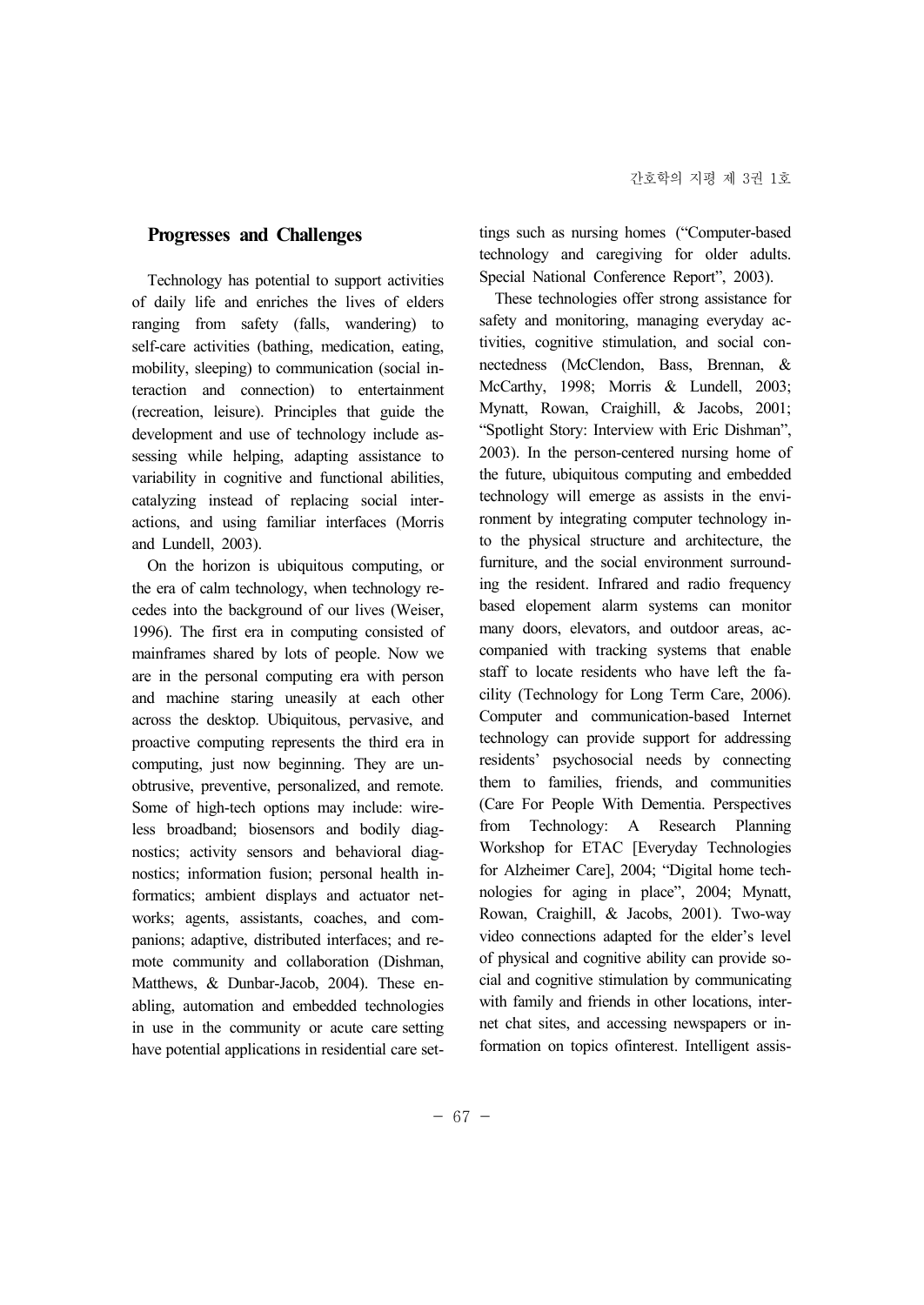## Progresses and Challenges

Technology has potential to support activities of daily life and enriches the lives of elders ranging from safety (falls, wandering) to self-care activities (bathing, medication, eating, mobility, sleeping) to communication (social interaction and connection) to entertainment (recreation, leisure). Principles that guide the development and use of technology include assessing while helping, adapting assistance to variability in cognitive and functional abilities, catalyzing instead of replacing social interactions, and using familiar interfaces (Morris and Lundell, 2003).

On the horizon is ubiquitous computing, or the era of calm technology, when technology recedes into the background of our lives (Weiser, 1996). The first era in computing consisted of mainframes shared by lots of people. Now we are in the personal computing era with person and machine staring uneasily at each other across the desktop. Ubiquitous, pervasive, and proactive computing represents the third era in computing, just now beginning. They are unobtrusive, preventive, personalized, and remote. Some of high-tech options may include: wireless broadband; biosensors and bodily diagnostics; activity sensors and behavioral diagnostics; information fusion; personal health informatics; ambient displays and actuator networks; agents, assistants, coaches, and companions; adaptive, distributed interfaces; and remote community and collaboration (Dishman, Matthews, & Dunbar-Jacob, 2004). These enabling, automation and embedded technologies in use in the community or acute care setting have potential applications in residential care settings such as nursing homes ("Computer-based technology and caregiving for older adults. Special National Conference Report", 2003).

These technologies offer strong assistance for safety and monitoring, managing everyday activities, cognitive stimulation, and social connectedness (McClendon, Bass, Brennan, & McCarthy, 1998; Morris & Lundell, 2003; Mynatt, Rowan, Craighill, & Jacobs, 2001; "Spotlight Story: Interview with Eric Dishman", 2003). In the person-centered nursing home of the future, ubiquitous computing and embedded technology will emerge as assists in the environment by integrating computer technology into the physical structure and architecture, the furniture, and the social environment surrounding the resident. Infrared and radio frequency based elopement alarm systems can monitor many doors, elevators, and outdoor areas, accompanied with tracking systems that enable staff to locate residents who have left the facility (Technology for Long Term Care, 2006). Computer and communication-based Internet technology can provide support for addressing residents' psychosocial needs by connecting them to families, friends, and communities (Care For People With Dementia. Perspectives from Technology: A Research Planning Workshop for ETAC [Everyday Technologies for Alzheimer Care], 2004; "Digital home technologies for aging in place", 2004; Mynatt, Rowan, Craighill, & Jacobs, 2001). Two-way video connections adapted for the elder's level of physical and cognitive ability can provide social and cognitive stimulation by communicating with family and friends in other locations, internet chat sites, and accessing newspapers or information on topics ofinterest. Intelligent assis-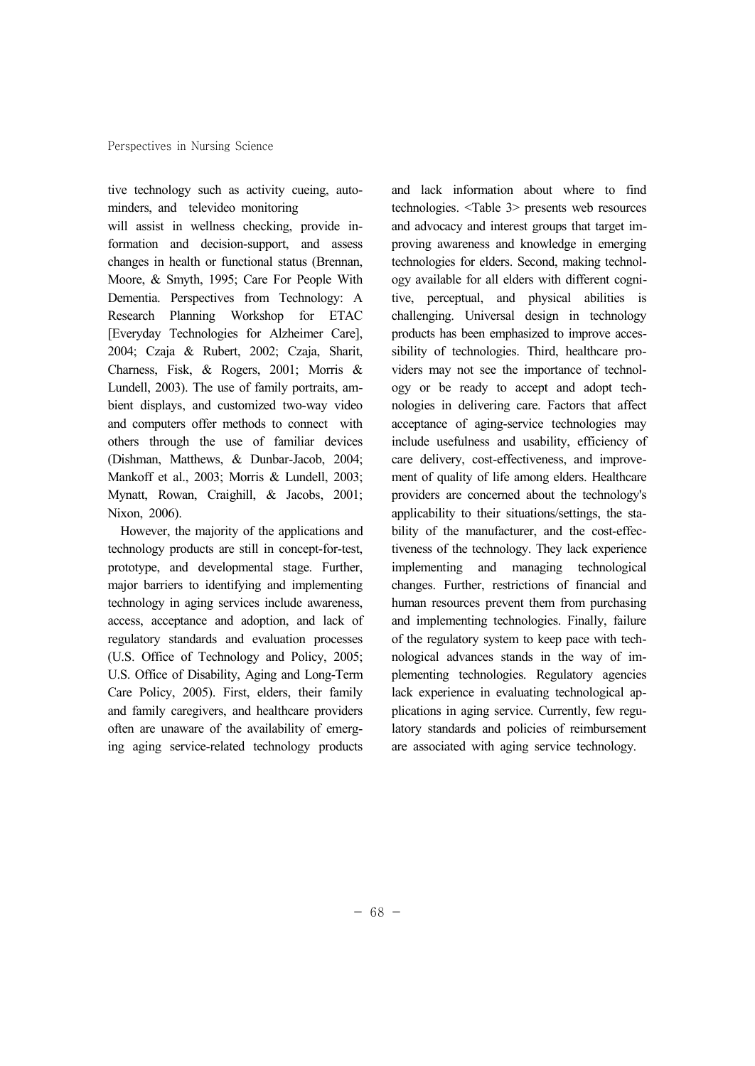tive technology such as activity cueing, autominders, and televideo monitoring will assist in wellness checking, provide information and decision-support, and assess changes in health or functional status (Brennan, Moore, & Smyth, 1995; Care For People With Dementia. Perspectives from Technology: A Research Planning Workshop for ETAC [Everyday Technologies for Alzheimer Care], 2004; Czaja & Rubert, 2002; Czaja, Sharit, Charness, Fisk, & Rogers, 2001; Morris & Lundell, 2003). The use of family portraits, ambient displays, and customized two-way video and computers offer methods to connect with others through the use of familiar devices (Dishman, Matthews, & Dunbar-Jacob, 2004; Mankoff et al., 2003; Morris & Lundell, 2003; Mynatt, Rowan, Craighill, & Jacobs, 2001; Nixon, 2006).

However, the majority of the applications and technology products are still in concept-for-test, prototype, and developmental stage. Further, major barriers to identifying and implementing technology in aging services include awareness, access, acceptance and adoption, and lack of regulatory standards and evaluation processes (U.S. Office of Technology and Policy, 2005; U.S. Office of Disability, Aging and Long-Term Care Policy, 2005). First, elders, their family and family caregivers, and healthcare providers often are unaware of the availability of emerging aging service-related technology products and lack information about where to find technologies. <Table 3> presents web resources and advocacy and interest groups that target improving awareness and knowledge in emerging technologies for elders. Second, making technology available for all elders with different cognitive, perceptual, and physical abilities is challenging. Universal design in technology products has been emphasized to improve accessibility of technologies. Third, healthcare providers may not see the importance of technology or be ready to accept and adopt technologies in delivering care. Factors that affect acceptance of aging-service technologies may include usefulness and usability, efficiency of care delivery, cost-effectiveness, and improvement of quality of life among elders. Healthcare providers are concerned about the technology's applicability to their situations/settings, the stability of the manufacturer, and the cost-effectiveness of the technology. They lack experience implementing and managing technological changes. Further, restrictions of financial and human resources prevent them from purchasing and implementing technologies. Finally, failure of the regulatory system to keep pace with technological advances stands in the way of implementing technologies. Regulatory agencies lack experience in evaluating technological applications in aging service. Currently, few regulatory standards and policies of reimbursement are associated with aging service technology.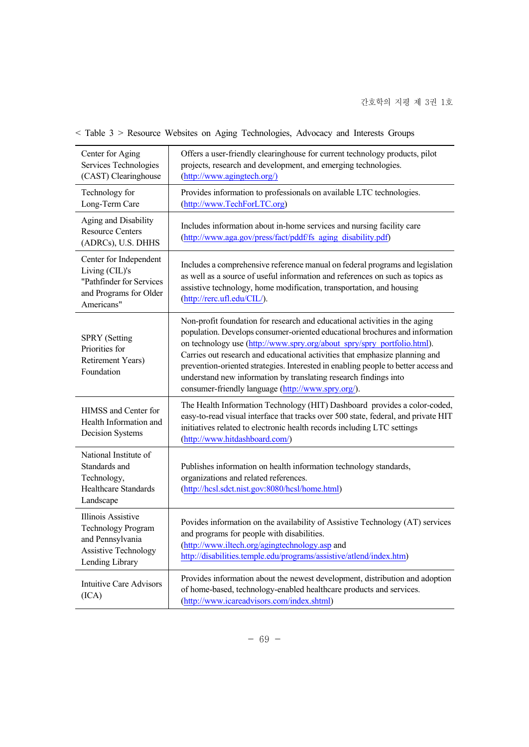< Table 3 > Resource Websites on Aging Technologies, Advocacy and Interests Groups

| | |
|---|---|
| Center for Aging Services Technologies (CAST) Clearinghouse | Offers a user-friendly clearinghouse for current technology products, pilot projects, research and development, and emerging technologies. (http://www.agingtech.org/) |
| Technology for Long-Term Care | Provides information to professionals on available LTC technologies. (http://www.TechForLTC.org) |
| Aging and Disability Resource Centers (ADRCs), U.S. DHHS | Includes information about in-home services and nursing facility care (http://www.aga.gov/press/fact/pddf/fs_aging_disability.pdf) |
| Center for Independent Living (CIL)'s "Pathfinder for Services and Programs for Older Americans" | Includes a comprehensive reference manual on federal programs and legislation as well as a source of useful information and references on such as topics as assistive technology, home modification, transportation, and housing (http://rerc.ufl.edu/CIL/). |
| SPRY (Setting Priorities for Retirement Years) Foundation | Non-profit foundation for research and educational activities in the aging population. Develops consumer-oriented educational brochures and information on technology use (http://www.spry.org/about_spry/spry_portfolio.html). Carries out research and educational activities that emphasize planning and prevention-oriented strategies. Interested in enabling people to better access and understand new information by translating research findings into consumer-friendly language (http://www.spry.org/). |
| HIMSS and Center for Health Information and Decision Systems | The Health Information Technology (HIT) Dashboard provides a color-coded, easy-to-read visual interface that tracks over 500 state, federal, and private HIT initiatives related to electronic health records including LTC settings (http://www.hitdashboard.com/) |
| National Institute of Standards and Technology, Healthcare Standards Landscape | Publishes information on health information technology standards, organizations and related references. (http://hcsl.sdct.nist.gov:8080/hcsl/home.html) |
| Illinois Assistive Technology Program and Pennsylvania Assistive Technology Lending Library | Povides information on the availability of Assistive Technology (AT) services and programs for people with disabilities. (http://www.iltech.org/agingtechnology.asp and http://disabilities.temple.edu/programs/assistive/atlend/index.htm) |
| Intuitive Care Advisors (ICA) | Provides information about the newest development, distribution and adoption of home-based, technology-enabled healthcare products and services. (http://www.icareadvisors.com/index.shtml) |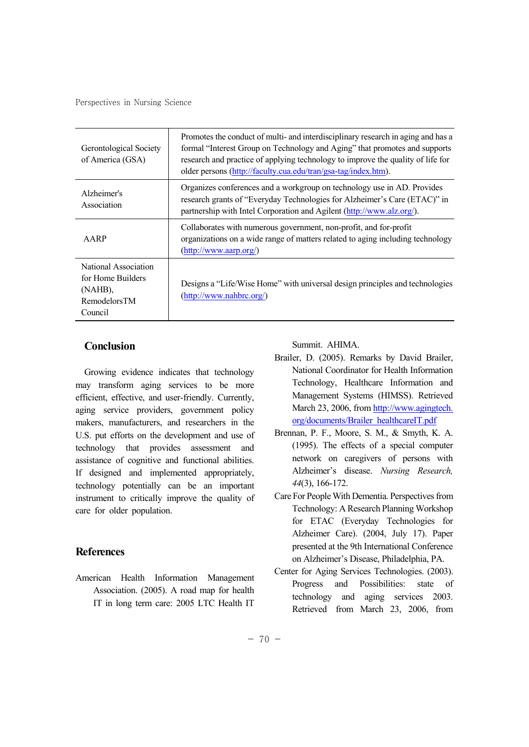| | |
|---|---|
| Gerontological Society of America (GSA) | Promotes the conduct of multi- and interdisciplinary research in aging and has a formal "Interest Group on Technology and Aging" that promotes and supports research and practice of applying technology to improve the quality of life for older persons (http://faculty.cua.edu/tran/gsa-tag/index.htm). |
| Alzheimer's Association | Organizes conferences and a workgroup on technology use in AD. Provides research grants of "Everyday Technologies for Alzheimer's Care (ETAC)" in partnership with Intel Corporation and Agilent (http://www.alz.org/). |
| AARP | Collaborates with numerous government, non-profit, and for-profit organizations on a wide range of matters related to aging including technology (http://www.aarp.org/) |
| National Association for Home Builders (NAHB), RemodelorsTM Council | Designs a "Life/Wise Home" with universal design principles and technologies (http://www.nahbrc.org/) |

## Conclusion

Growing evidence indicates that technology may transform aging services to be more efficient, effective, and user-friendly. Currently, aging service providers, government policy makers, manufacturers, and researchers in the U.S. put efforts on the development and use of technology that provides assessment and assistance of cognitive and functional abilities. If designed and implemented appropriately, technology potentially can be an important instrument to critically improve the quality of care for older population.

## References

American Health Information Management Association. (2005). A road map for health IT in long term care: 2005 LTC Health IT Summit. AHIMA.

Brailer, D. (2005). Remarks by David Brailer, National Coordinator for Health Information Technology, Healthcare Information and Management Systems (HIMSS). Retrieved March 23, 2006, from http://www.agingtech.org/documents/Brailer_healthcareIT.pdf

Brennan, P. F., Moore, S. M., & Smyth, K. A. (1995). The effects of a special computer network on caregivers of persons with Alzheimer's disease. *Nursing Research, 44*(3), 166-172.

Care For People With Dementia. Perspectives from Technology: A Research Planning Workshop for ETAC (Everyday Technologies for Alzheimer Care). (2004, July 17). Paper presented at the 9th International Conference on Alzheimer's Disease, Philadelphia, PA.

Center for Aging Services Technologies. (2003). Progress and Possibilities: state of technology and aging services 2003. Retrieved from March 23, 2006, from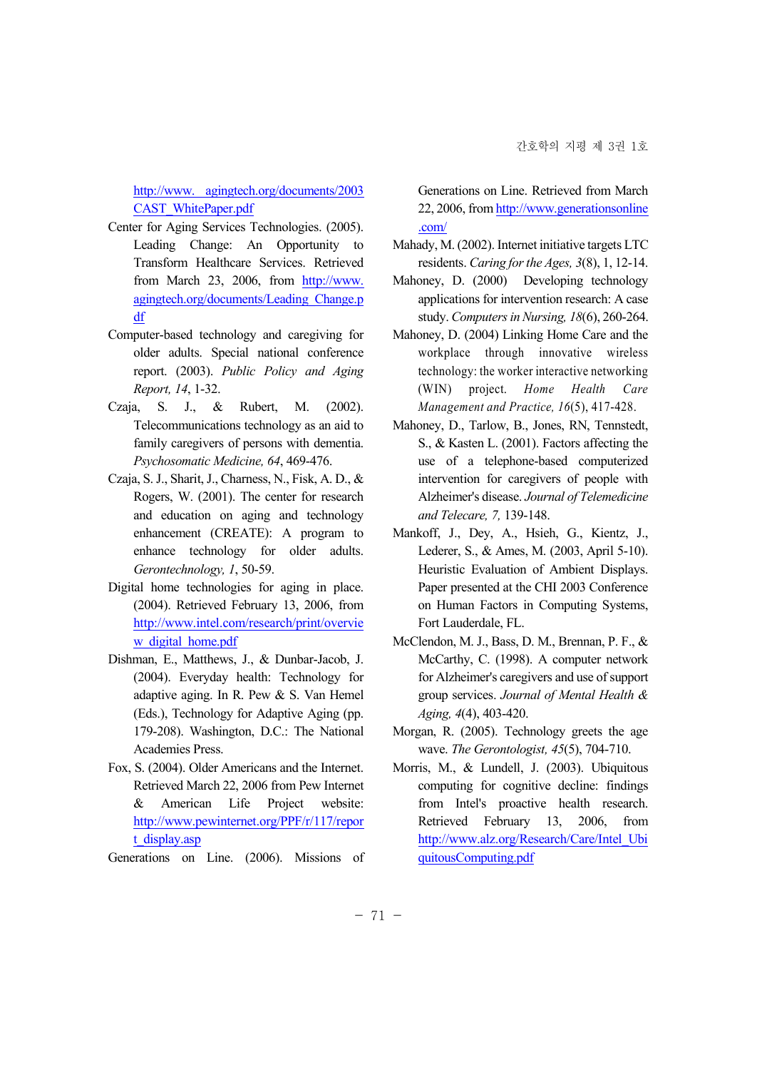http://www. agingtech.org/documents/2003CAST_WhitePaper.pdf

Center for Aging Services Technologies. (2005). Leading Change: An Opportunity to Transform Healthcare Services. Retrieved from March 23, 2006, from http://www.agingtech.org/documents/Leading_Change.pdf

Computer-based technology and caregiving for older adults. Special national conference report. (2003). *Public Policy and Aging Report, 14*, 1-32.

Czaja, S. J., & Rubert, M. (2002). Telecommunications technology as an aid to family caregivers of persons with dementia. *Psychosomatic Medicine, 64*, 469-476.

Czaja, S. J., Sharit, J., Charness, N., Fisk, A. D., & Rogers, W. (2001). The center for research and education on aging and technology enhancement (CREATE): A program to enhance technology for older adults. *Gerontechnology, 1*, 50-59.

Digital home technologies for aging in place. (2004). Retrieved February 13, 2006, from http://www.intel.com/research/print/overview_digital_home.pdf

Dishman, E., Matthews, J., & Dunbar-Jacob, J. (2004). Everyday health: Technology for adaptive aging. In R. Pew & S. Van Hemel (Eds.), Technology for Adaptive Aging (pp. 179-208). Washington, D.C.: The National Academies Press.

Fox, S. (2004). Older Americans and the Internet. Retrieved March 22, 2006 from Pew Internet & American Life Project website: http://www.pewinternet.org/PPF/r/117/report_display.asp

Generations on Line. (2006). Missions of Generations on Line. Retrieved from March 22, 2006, from http://www.generationsonline.com/

Mahady, M. (2002). Internet initiative targets LTC residents. *Caring for the Ages, 3*(8), 1, 12-14.

Mahoney, D. (2000) Developing technology applications for intervention research: A case study. *Computers in Nursing, 18*(6), 260-264.

Mahoney, D. (2004) Linking Home Care and the workplace through innovative wireless technology: the worker interactive networking (WIN) project. *Home Health Care Management and Practice, 16*(5), 417-428.

Mahoney, D., Tarlow, B., Jones, RN, Tennstedt, S., & Kasten L. (2001). Factors affecting the use of a telephone-based computerized intervention for caregivers of people with Alzheimer's disease. *Journal of Telemedicine and Telecare, 7,* 139-148.

Mankoff, J., Dey, A., Hsieh, G., Kientz, J., Lederer, S., & Ames, M. (2003, April 5-10). Heuristic Evaluation of Ambient Displays. Paper presented at the CHI 2003 Conference on Human Factors in Computing Systems, Fort Lauderdale, FL.

McClendon, M. J., Bass, D. M., Brennan, P. F., & McCarthy, C. (1998). A computer network for Alzheimer's caregivers and use of support group services. *Journal of Mental Health & Aging, 4*(4), 403-420.

Morgan, R. (2005). Technology greets the age wave. *The Gerontologist, 45*(5), 704-710.

Morris, M., & Lundell, J. (2003). Ubiquitous computing for cognitive decline: findings from Intel's proactive health research. Retrieved February 13, 2006, from http://www.alz.org/Research/Care/Intel_UbiquitousComputing.pdf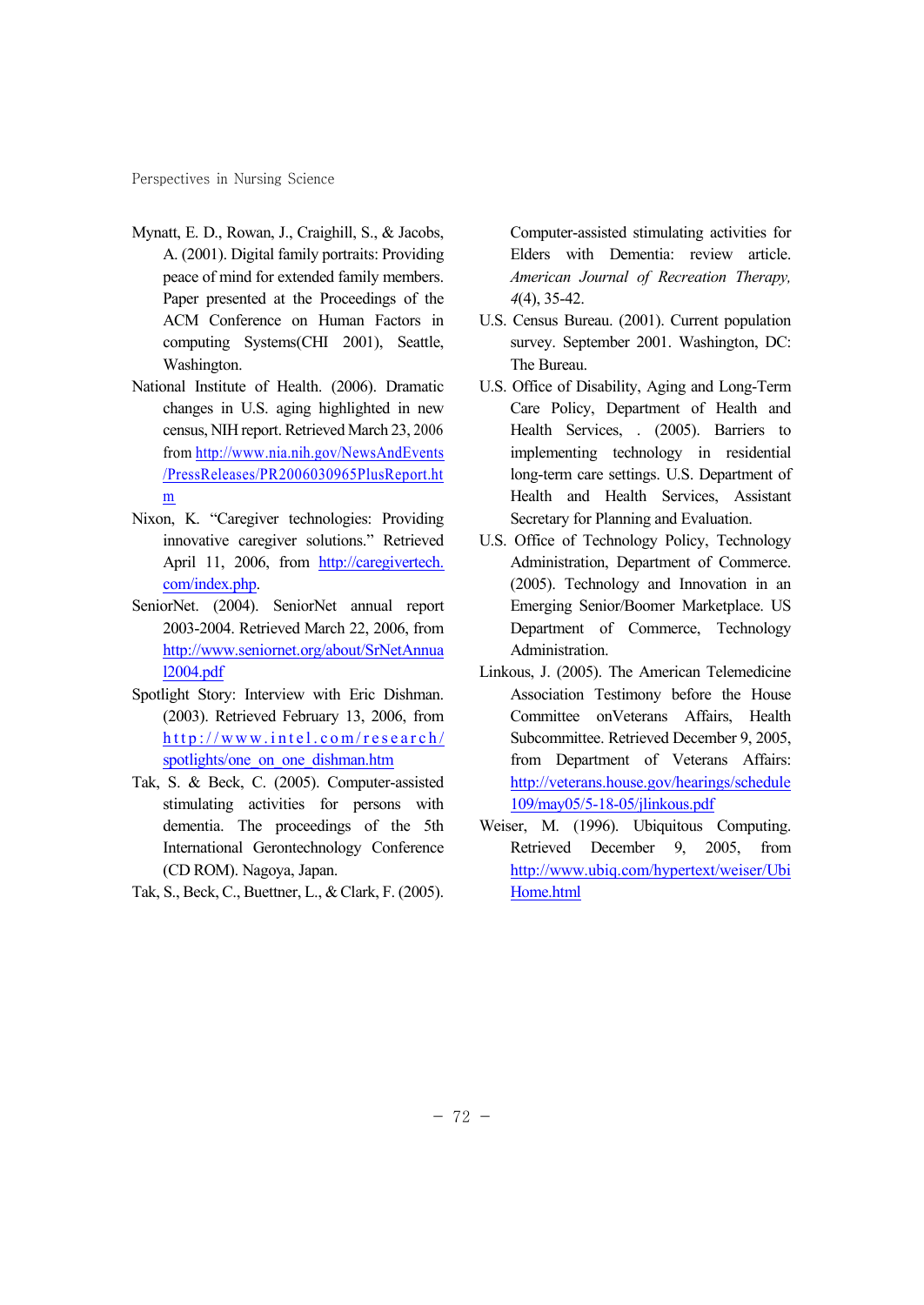Mynatt, E. D., Rowan, J., Craighill, S., & Jacobs, A. (2001). Digital family portraits: Providing peace of mind for extended family members. Paper presented at the Proceedings of the ACM Conference on Human Factors in computing Systems(CHI 2001), Seattle, Washington.

National Institute of Health. (2006). Dramatic changes in U.S. aging highlighted in new census, NIH report. Retrieved March 23, 2006 from http://www.nia.nih.gov/NewsAndEvents/PressReleases/PR2006030965PlusReport.htm

Nixon, K. “Caregiver technologies: Providing innovative caregiver solutions.” Retrieved April 11, 2006, from http://caregivertech.com/index.php.

SeniorNet. (2004). SeniorNet annual report 2003-2004. Retrieved March 22, 2006, from http://www.seniornet.org/about/SrNetAnnual2004.pdf

Spotlight Story: Interview with Eric Dishman. (2003). Retrieved February 13, 2006, from http://www.intel.com/research/spotlights/one_on_one_dishman.htm

Tak, S. & Beck, C. (2005). Computer-assisted stimulating activities for persons with dementia. The proceedings of the 5th International Gerontechnology Conference (CD ROM). Nagoya, Japan.

Tak, S., Beck, C., Buettner, L., & Clark, F. (2005). Computer-assisted stimulating activities for Elders with Dementia: review article. *American Journal of Recreation Therapy, 4*(4), 35-42.

U.S. Census Bureau. (2001). Current population survey. September 2001. Washington, DC: The Bureau.

U.S. Office of Disability, Aging and Long-Term Care Policy, Department of Health and Health Services, . (2005). Barriers to implementing technology in residential long-term care settings. U.S. Department of Health and Health Services, Assistant Secretary for Planning and Evaluation.

U.S. Office of Technology Policy, Technology Administration, Department of Commerce. (2005). Technology and Innovation in an Emerging Senior/Boomer Marketplace. US Department of Commerce, Technology Administration.

Linkous, J. (2005). The American Telemedicine Association Testimony before the House Committee onVeterans Affairs, Health Subcommittee. Retrieved December 9, 2005, from Department of Veterans Affairs: http://veterans.house.gov/hearings/schedule109/may05/5-18-05/jlinkous.pdf

Weiser, M. (1996). Ubiquitous Computing. Retrieved December 9, 2005, from http://www.ubiq.com/hypertext/weiser/UbiHome.html